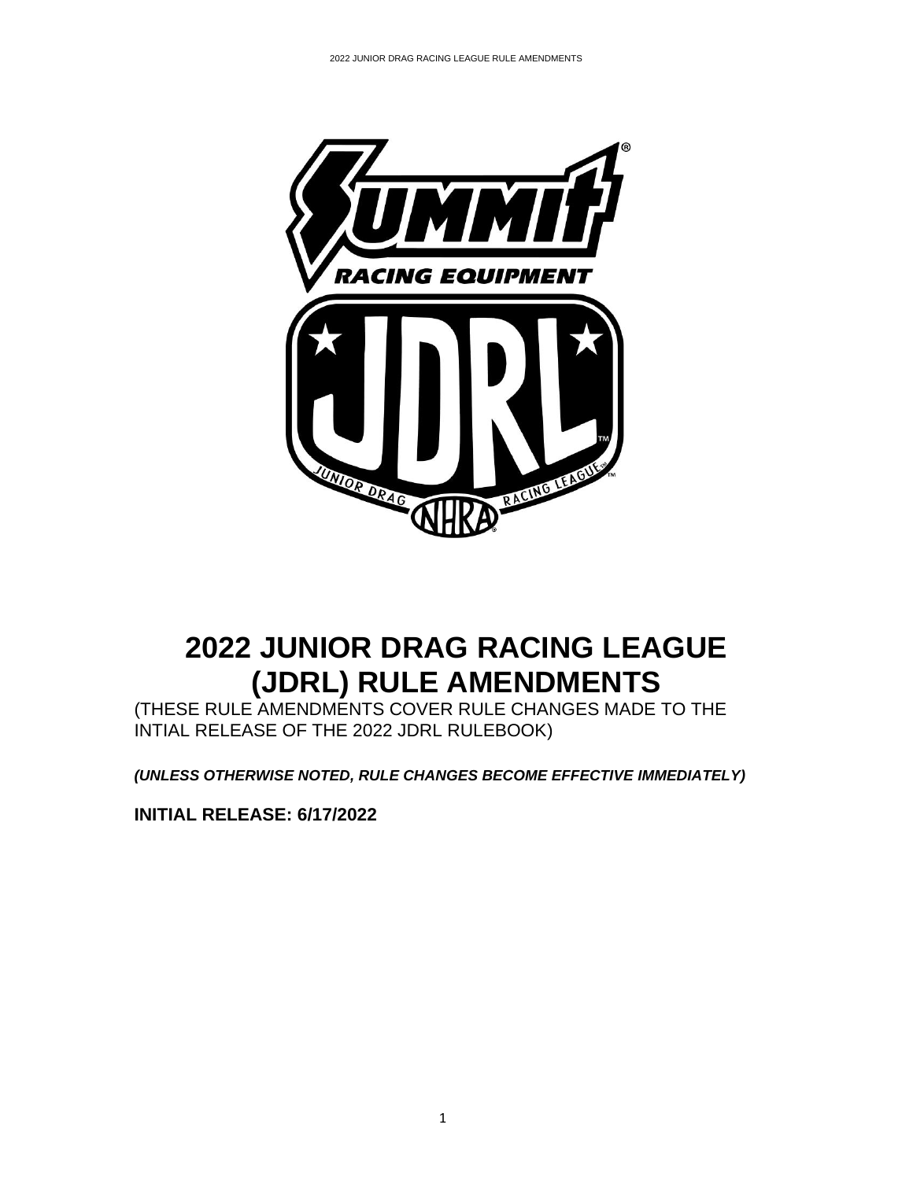# 2022 JUNIOR DRAG RACING LEAGUE (JDRL) RULE AMENDMENTS

(THESE RULE AMENDMENTS COVER RULE CHANGES MADE TO THE INTIAL RELEASE OF THE 2022 JDRL RULEBOOK)

***(UNLESS OTHERWISE NOTED, RULE CHANGES BECOME EFFECTIVE IMMEDIATELY)***

**INITIAL RELEASE: 6/17/2022**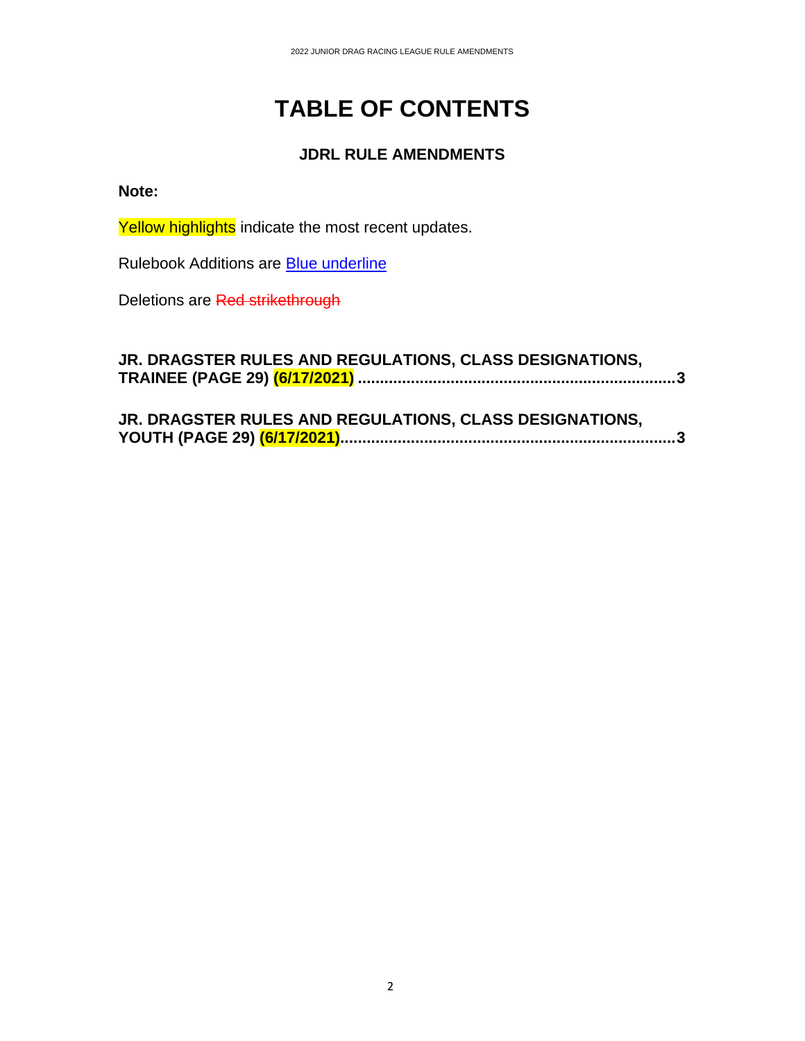# TABLE OF CONTENTS

## JDRL RULE AMENDMENTS

**Note:**

Yellow highlights indicate the most recent updates.

Rulebook Additions are Blue underline

Deletions are ~~Red strikethrough~~

**JR. DRAGSTER RULES AND REGULATIONS, CLASS DESIGNATIONS, TRAINEE (PAGE 29) (6/17/2021) ........................................................................ 3**

**JR. DRAGSTER RULES AND REGULATIONS, CLASS DESIGNATIONS, YOUTH (PAGE 29) (6/17/2021)........................................................................... 3**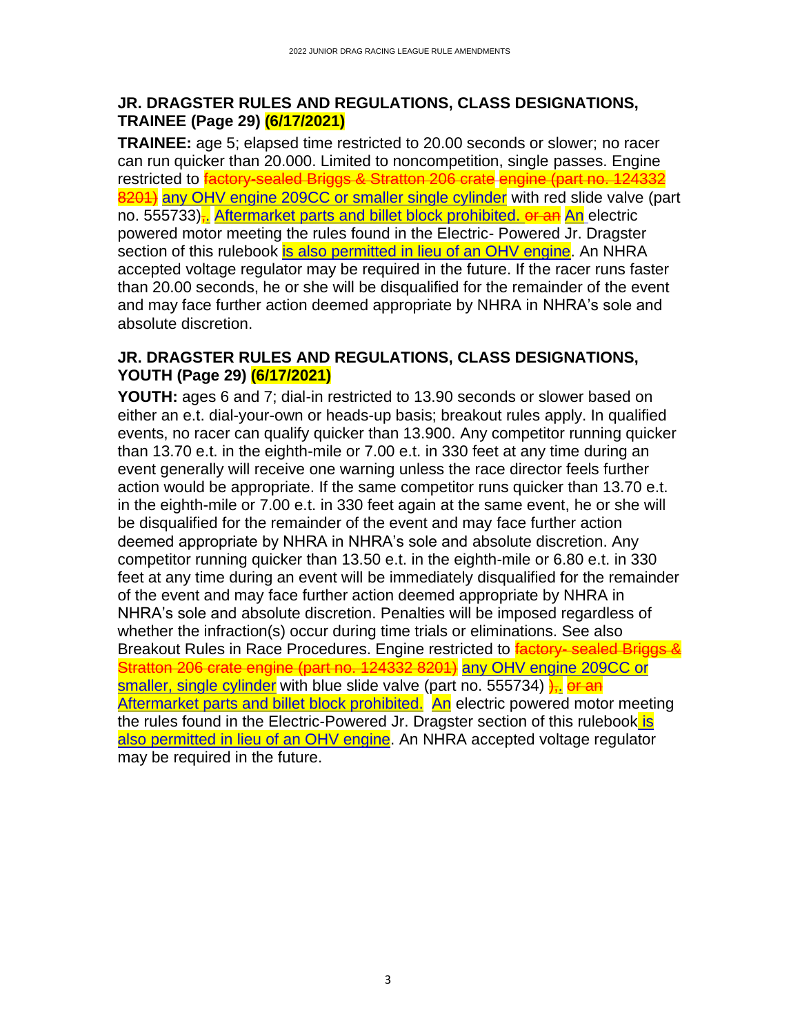## JR. DRAGSTER RULES AND REGULATIONS, CLASS DESIGNATIONS, TRAINEE (Page 29) (6/17/2021)

**TRAINEE:** age 5; elapsed time restricted to 20.00 seconds or slower; no racer can run quicker than 20.000. Limited to noncompetition, single passes. Engine restricted to ~~factory-sealed Briggs & Stratton 206 crate engine (part no. 124332 8201)~~ any OHV engine 209CC or smaller single cylinder with red slide valve (part no. 555733)~~,~~. Aftermarket parts and billet block prohibited. ~~or an~~ An electric powered motor meeting the rules found in the Electric- Powered Jr. Dragster section of this rulebook is also permitted in lieu of an OHV engine. An NHRA accepted voltage regulator may be required in the future. If the racer runs faster than 20.00 seconds, he or she will be disqualified for the remainder of the event and may face further action deemed appropriate by NHRA in NHRA's sole and absolute discretion.

## JR. DRAGSTER RULES AND REGULATIONS, CLASS DESIGNATIONS, YOUTH (Page 29) (6/17/2021)

**YOUTH:** ages 6 and 7; dial-in restricted to 13.90 seconds or slower based on either an e.t. dial-your-own or heads-up basis; breakout rules apply. In qualified events, no racer can qualify quicker than 13.900. Any competitor running quicker than 13.70 e.t. in the eighth-mile or 7.00 e.t. in 330 feet at any time during an event generally will receive one warning unless the race director feels further action would be appropriate. If the same competitor runs quicker than 13.70 e.t. in the eighth-mile or 7.00 e.t. in 330 feet again at the same event, he or she will be disqualified for the remainder of the event and may face further action deemed appropriate by NHRA in NHRA's sole and absolute discretion. Any competitor running quicker than 13.50 e.t. in the eighth-mile or 6.80 e.t. in 330 feet at any time during an event will be immediately disqualified for the remainder of the event and may face further action deemed appropriate by NHRA in NHRA's sole and absolute discretion. Penalties will be imposed regardless of whether the infraction(s) occur during time trials or eliminations. See also Breakout Rules in Race Procedures. Engine restricted to ~~factory- sealed Briggs & Stratton 206 crate engine (part no. 124332 8201)~~ any OHV engine 209CC or smaller, single cylinder with blue slide valve (part no. 555734) ~~),~~. ~~or an~~ Aftermarket parts and billet block prohibited. An electric powered motor meeting the rules found in the Electric-Powered Jr. Dragster section of this rulebook is also permitted in lieu of an OHV engine. An NHRA accepted voltage regulator may be required in the future.